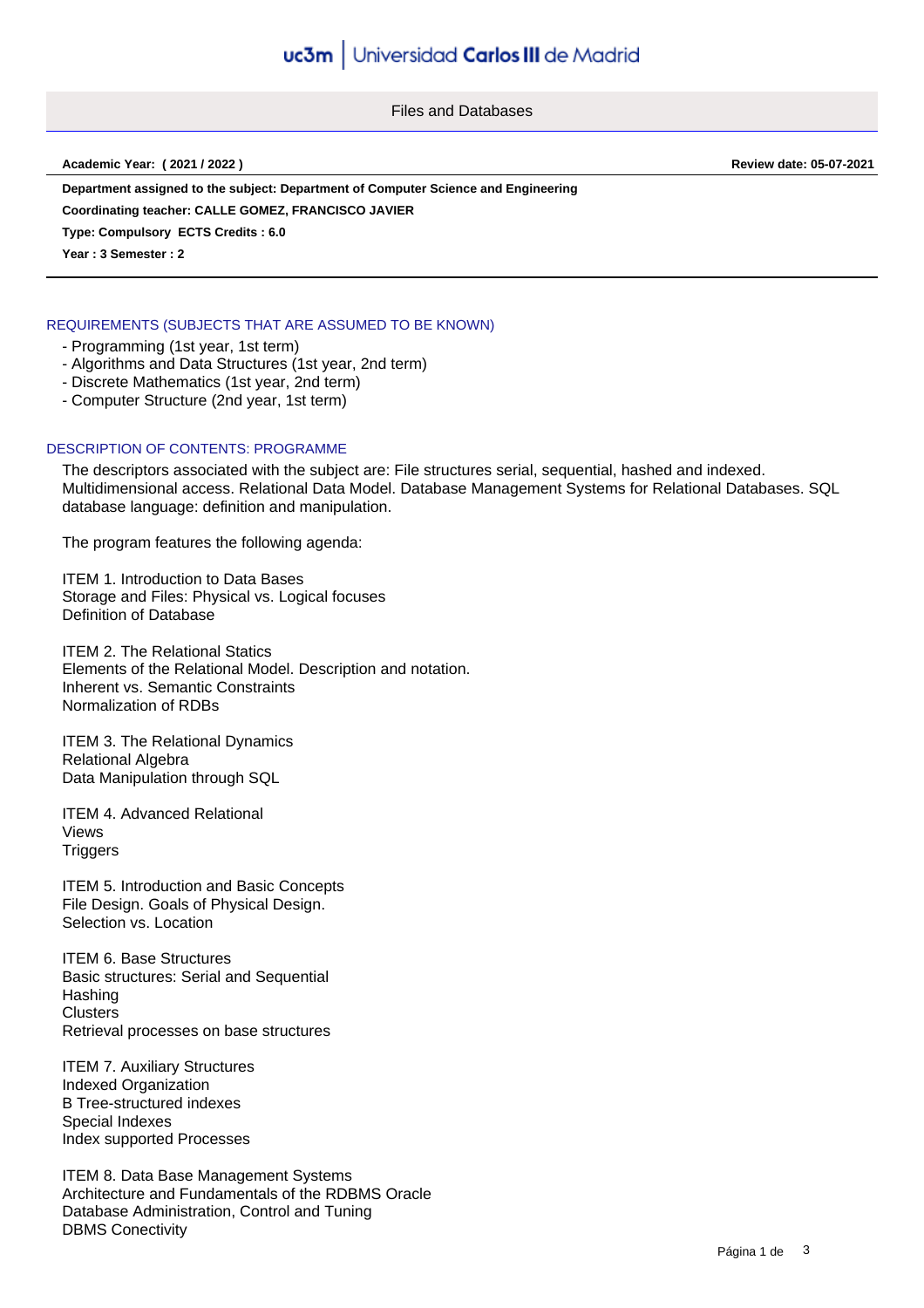# Files and Databases

**Academic Year: ( 2021 / 2022 )** **Review date: 05-07-2021**

**Department assigned to the subject: Department of Computer Science and Engineering**

**Coordinating teacher: CALLE GOMEZ, FRANCISCO JAVIER**

**Type: Compulsory ECTS Credits : 6.0**

**Year : 3 Semester : 2**

## REQUIREMENTS (SUBJECTS THAT ARE ASSUMED TO BE KNOWN)

- Programming (1st year, 1st term)
- Algorithms and Data Structures (1st year, 2nd term)
- Discrete Mathematics (1st year, 2nd term)
- Computer Structure (2nd year, 1st term)

## DESCRIPTION OF CONTENTS: PROGRAMME

The descriptors associated with the subject are: File structures serial, sequential, hashed and indexed. Multidimensional access. Relational Data Model. Database Management Systems for Relational Databases. SQL database language: definition and manipulation.

The program features the following agenda:

ITEM 1. Introduction to Data Bases
Storage and Files: Physical vs. Logical focuses
Definition of Database

ITEM 2. The Relational Statics
Elements of the Relational Model. Description and notation.
Inherent vs. Semantic Constraints
Normalization of RDBs

ITEM 3. The Relational Dynamics
Relational Algebra
Data Manipulation through SQL

ITEM 4. Advanced Relational
Views
Triggers

ITEM 5. Introduction and Basic Concepts
File Design. Goals of Physical Design.
Selection vs. Location

ITEM 6. Base Structures
Basic structures: Serial and Sequential
Hashing
Clusters
Retrieval processes on base structures

ITEM 7. Auxiliary Structures
Indexed Organization
B Tree-structured indexes
Special Indexes
Index supported Processes

ITEM 8. Data Base Management Systems
Architecture and Fundamentals of the RDBMS Oracle
Database Administration, Control and Tuning
DBMS Conectivity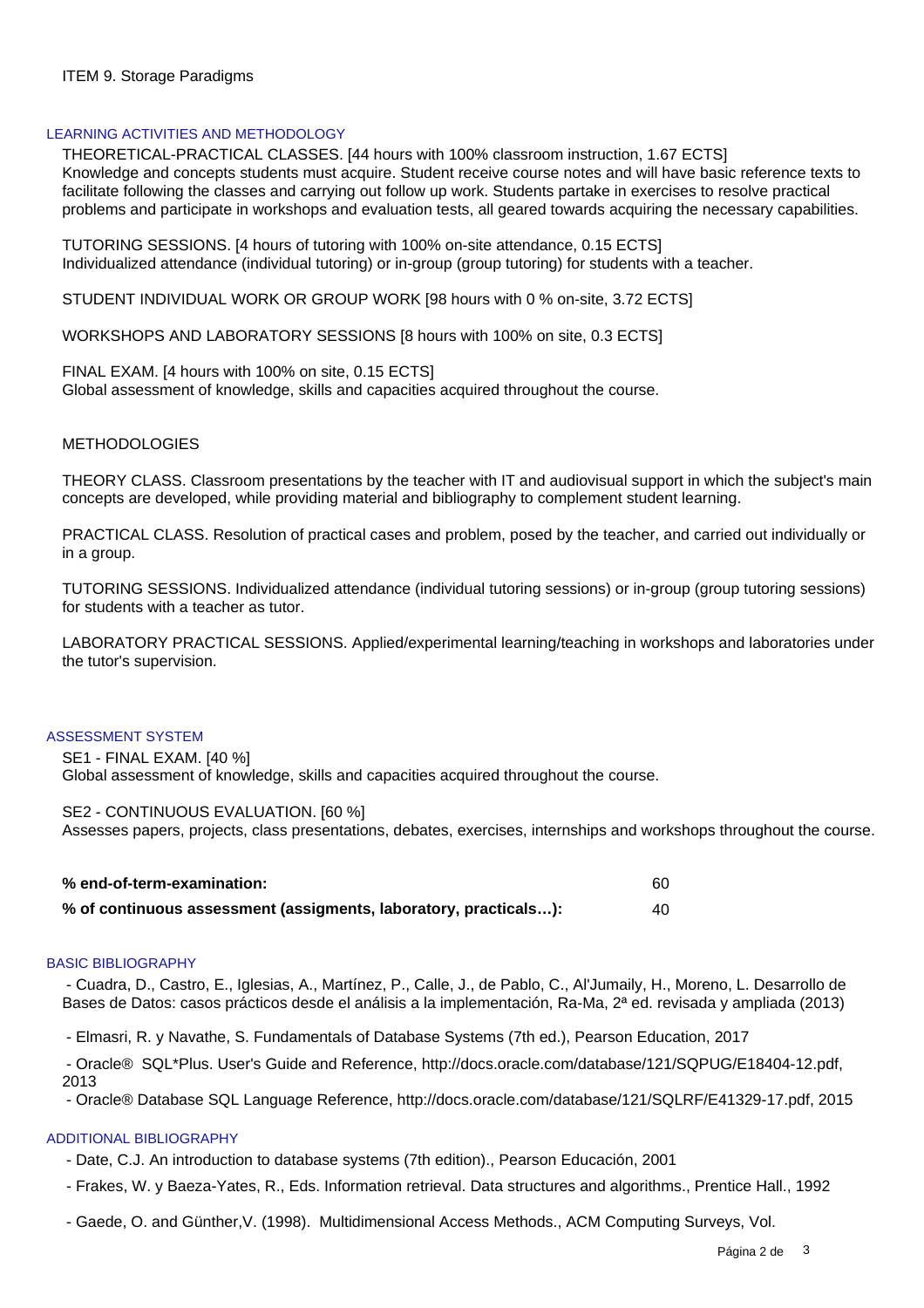ITEM 9. Storage Paradigms

## LEARNING ACTIVITIES AND METHODOLOGY

THEORETICAL-PRACTICAL CLASSES. [44 hours with 100% classroom instruction, 1.67 ECTS]
Knowledge and concepts students must acquire. Student receive course notes and will have basic reference texts to facilitate following the classes and carrying out follow up work. Students partake in exercises to resolve practical problems and participate in workshops and evaluation tests, all geared towards acquiring the necessary capabilities.

TUTORING SESSIONS. [4 hours of tutoring with 100% on-site attendance, 0.15 ECTS]
Individualized attendance (individual tutoring) or in-group (group tutoring) for students with a teacher.

STUDENT INDIVIDUAL WORK OR GROUP WORK [98 hours with 0 % on-site, 3.72 ECTS]

WORKSHOPS AND LABORATORY SESSIONS [8 hours with 100% on site, 0.3 ECTS]

FINAL EXAM. [4 hours with 100% on site, 0.15 ECTS]
Global assessment of knowledge, skills and capacities acquired throughout the course.

METHODOLOGIES

THEORY CLASS. Classroom presentations by the teacher with IT and audiovisual support in which the subject's main concepts are developed, while providing material and bibliography to complement student learning.

PRACTICAL CLASS. Resolution of practical cases and problem, posed by the teacher, and carried out individually or in a group.

TUTORING SESSIONS. Individualized attendance (individual tutoring sessions) or in-group (group tutoring sessions) for students with a teacher as tutor.

LABORATORY PRACTICAL SESSIONS. Applied/experimental learning/teaching in workshops and laboratories under the tutor's supervision.

## ASSESSMENT SYSTEM

SE1 - FINAL EXAM. [40 %]
Global assessment of knowledge, skills and capacities acquired throughout the course.

SE2 - CONTINUOUS EVALUATION. [60 %]
Assesses papers, projects, class presentations, debates, exercises, internships and workshops throughout the course.

| | |
|---|---|
| **% end-of-term-examination:** | 60 |
| **% of continuous assessment (assigments, laboratory, practicals…):** | 40 |

## BASIC BIBLIOGRAPHY

- Cuadra, D., Castro, E., Iglesias, A., Martínez, P., Calle, J., de Pablo, C., Al'Jumaily, H., Moreno, L. Desarrollo de Bases de Datos: casos prácticos desde el análisis a la implementación, Ra-Ma, 2ª ed. revisada y ampliada (2013)
- Elmasri, R. y Navathe, S. Fundamentals of Database Systems (7th ed.), Pearson Education, 2017
- Oracle® SQL*Plus. User's Guide and Reference, http://docs.oracle.com/database/121/SQPUG/E18404-12.pdf, 2013
- Oracle® Database SQL Language Reference, http://docs.oracle.com/database/121/SQLRF/E41329-17.pdf, 2015

## ADDITIONAL BIBLIOGRAPHY

- Date, C.J. An introduction to database systems (7th edition)., Pearson Educación, 2001
- Frakes, W. y Baeza-Yates, R., Eds. Information retrieval. Data structures and algorithms., Prentice Hall., 1992
- Gaede, O. and Günther,V. (1998). Multidimensional Access Methods., ACM Computing Surveys, Vol.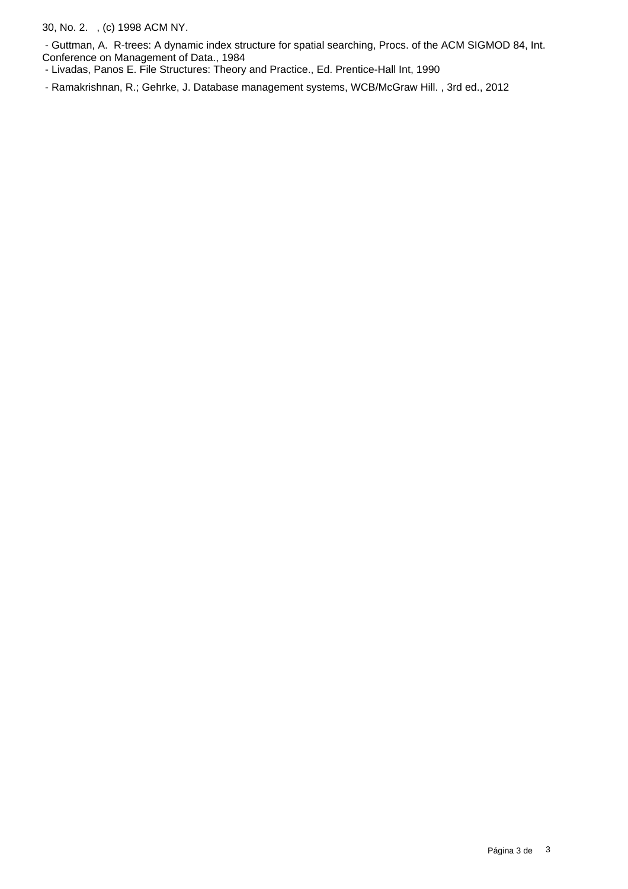30, No. 2.   , (c) 1998 ACM NY.

- Guttman, A.  R-trees: A dynamic index structure for spatial searching, Procs. of the ACM SIGMOD 84, Int. Conference on Management of Data., 1984
- Livadas, Panos E. File Structures: Theory and Practice., Ed. Prentice-Hall Int, 1990
- Ramakrishnan, R.; Gehrke, J. Database management systems, WCB/McGraw Hill. , 3rd ed., 2012